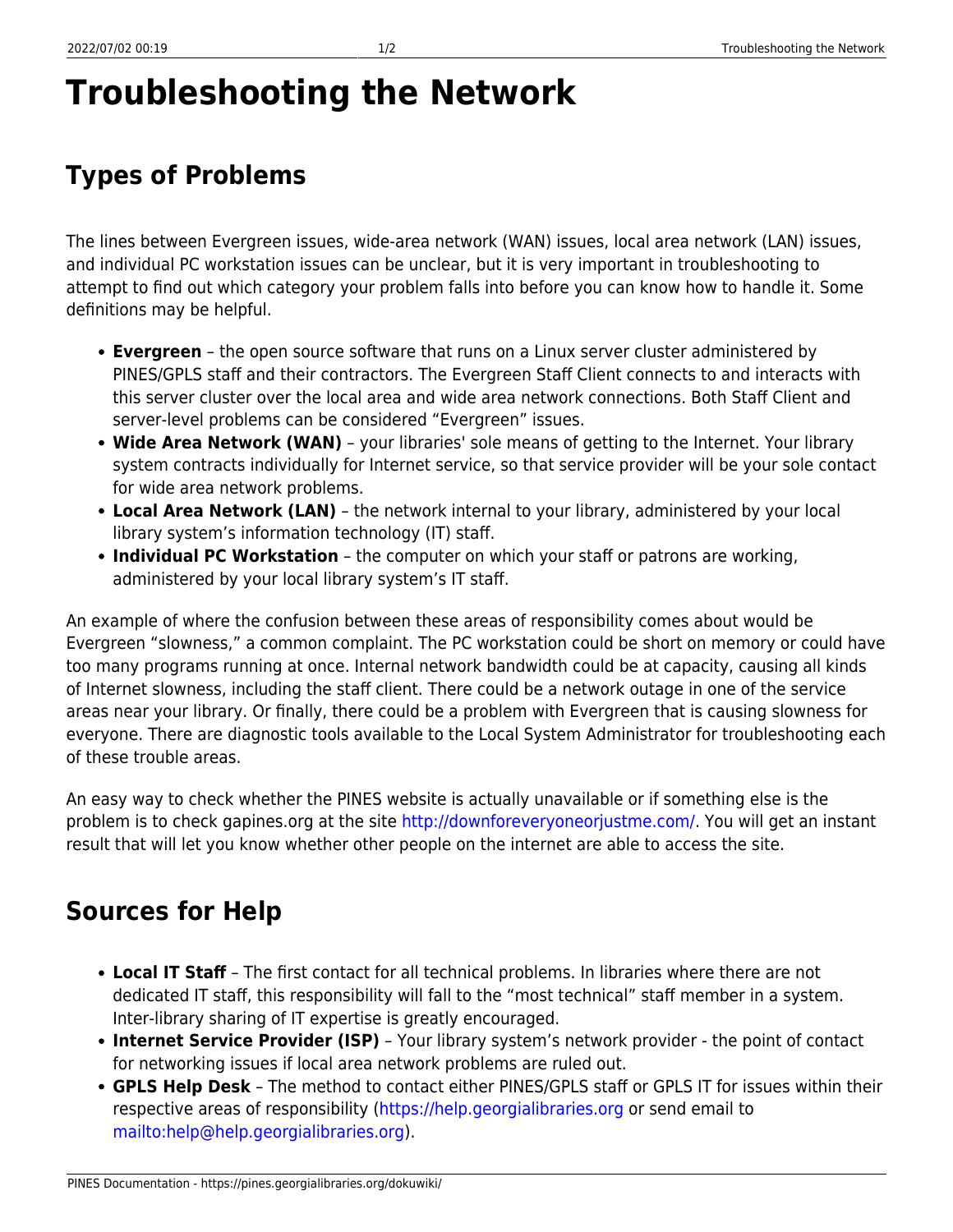# Troubleshooting the Network

## Types of Problems

The lines between Evergreen issues, wide-area network (WAN) issues, local area network (LAN) issues, and individual PC workstation issues can be unclear, but it is very important in troubleshooting to attempt to find out which category your problem falls into before you can know how to handle it. Some definitions may be helpful.

- **Evergreen** – the open source software that runs on a Linux server cluster administered by PINES/GPLS staff and their contractors. The Evergreen Staff Client connects to and interacts with this server cluster over the local area and wide area network connections. Both Staff Client and server-level problems can be considered “Evergreen” issues.
- **Wide Area Network (WAN)** – your libraries' sole means of getting to the Internet. Your library system contracts individually for Internet service, so that service provider will be your sole contact for wide area network problems.
- **Local Area Network (LAN)** – the network internal to your library, administered by your local library system’s information technology (IT) staff.
- **Individual PC Workstation** – the computer on which your staff or patrons are working, administered by your local library system’s IT staff.

An example of where the confusion between these areas of responsibility comes about would be Evergreen “slowness,” a common complaint. The PC workstation could be short on memory or could have too many programs running at once. Internal network bandwidth could be at capacity, causing all kinds of Internet slowness, including the staff client. There could be a network outage in one of the service areas near your library. Or finally, there could be a problem with Evergreen that is causing slowness for everyone. There are diagnostic tools available to the Local System Administrator for troubleshooting each of these trouble areas.

An easy way to check whether the PINES website is actually unavailable or if something else is the problem is to check gapines.org at the site http://downforeveryoneorjustme.com/. You will get an instant result that will let you know whether other people on the internet are able to access the site.

## Sources for Help

- **Local IT Staff** – The first contact for all technical problems. In libraries where there are not dedicated IT staff, this responsibility will fall to the “most technical” staff member in a system. Inter-library sharing of IT expertise is greatly encouraged.
- **Internet Service Provider (ISP)** – Your library system’s network provider - the point of contact for networking issues if local area network problems are ruled out.
- **GPLS Help Desk** – The method to contact either PINES/GPLS staff or GPLS IT for issues within their respective areas of responsibility (https://help.georgialibraries.org or send email to mailto:help@help.georgialibraries.org).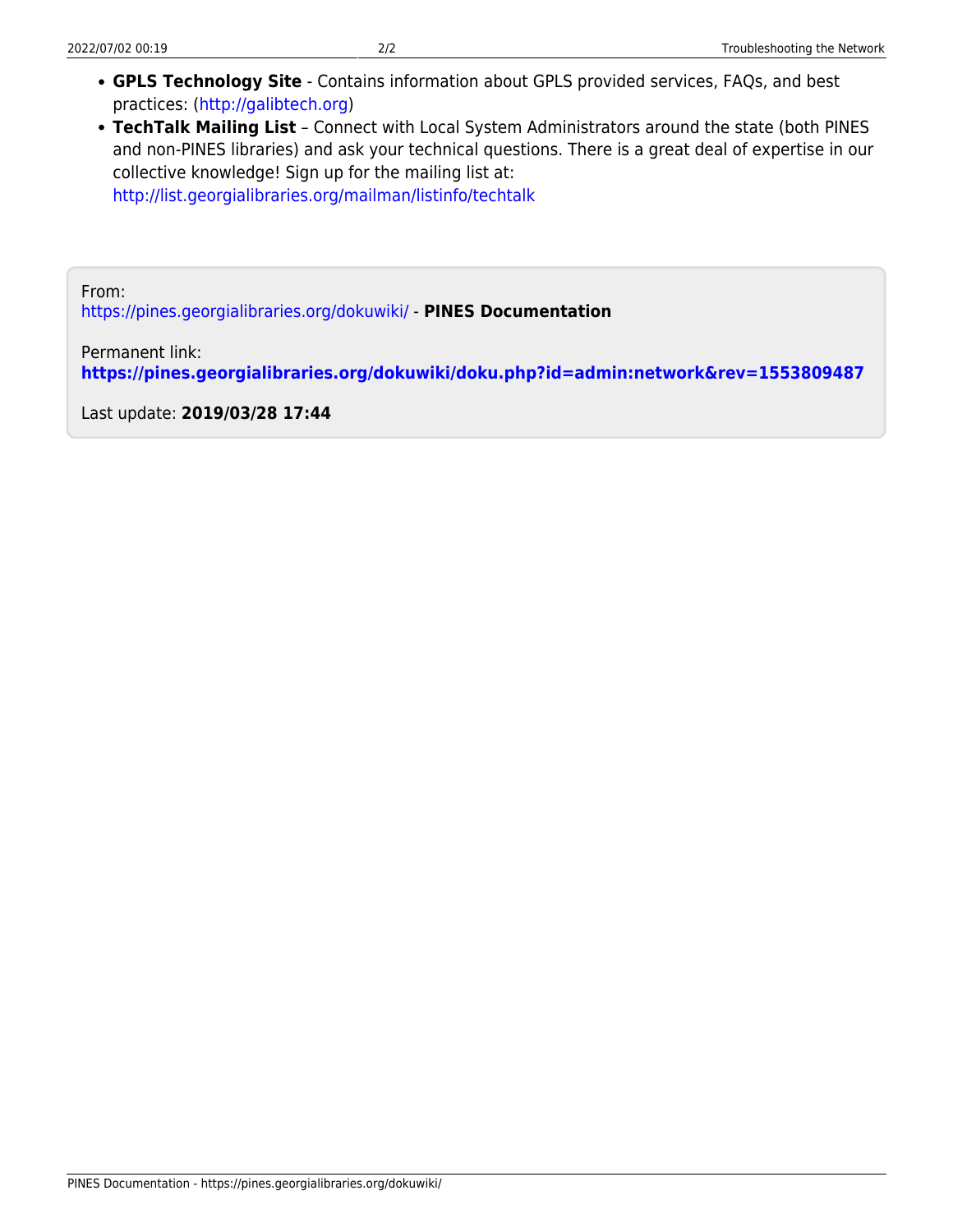- **GPLS Technology Site** - Contains information about GPLS provided services, FAQs, and best practices: (http://galibtech.org)
- **TechTalk Mailing List** – Connect with Local System Administrators around the state (both PINES and non-PINES libraries) and ask your technical questions. There is a great deal of expertise in our collective knowledge! Sign up for the mailing list at: http://list.georgialibraries.org/mailman/listinfo/techtalk

From:
https://pines.georgialibraries.org/dokuwiki/ - **PINES Documentation**

Permanent link:
**https://pines.georgialibraries.org/dokuwiki/doku.php?id=admin:network&rev=1553809487**

Last update: **2019/03/28 17:44**